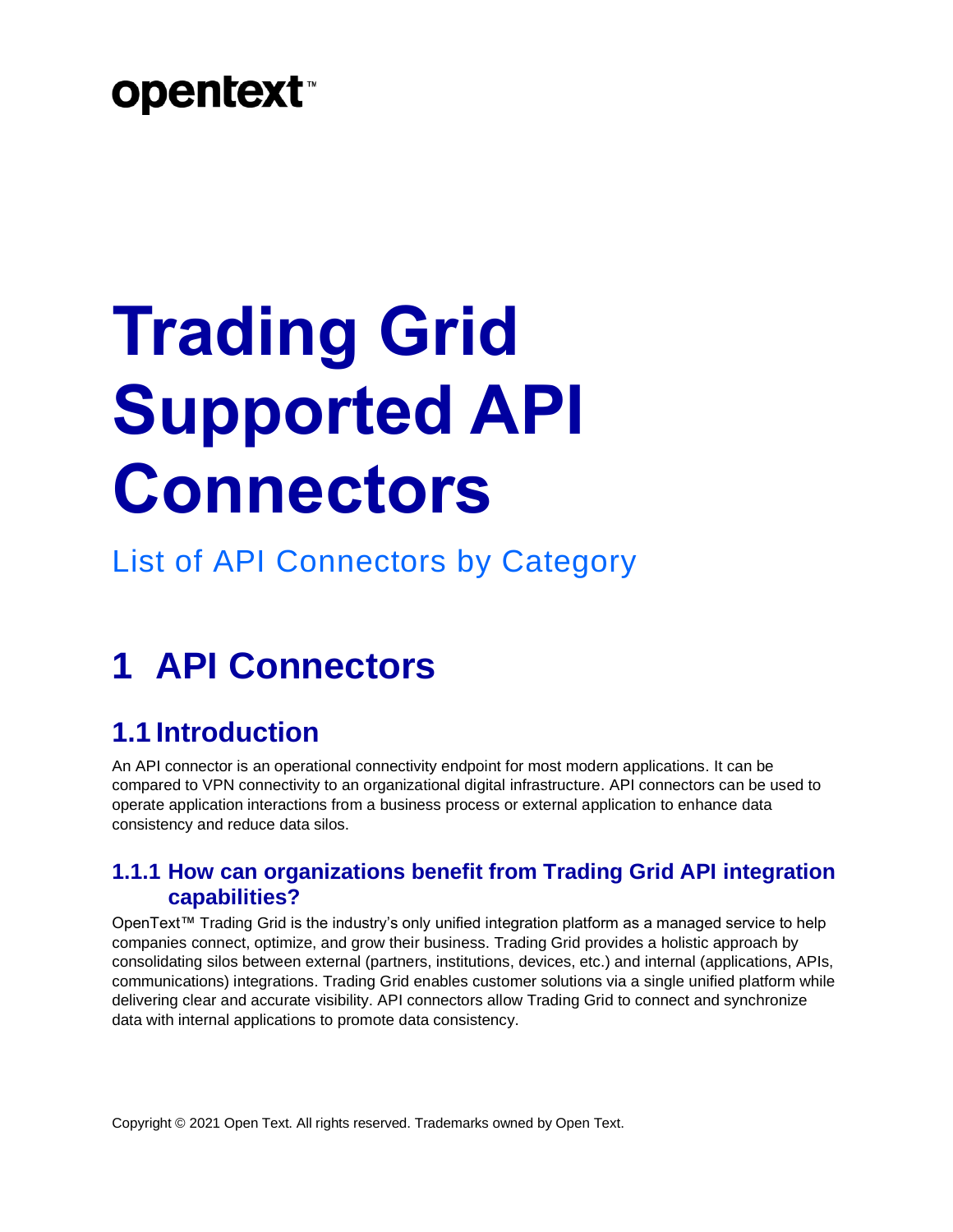opentext™

# Trading Grid Supported API Connectors

List of API Connectors by Category

# 1 API Connectors

## 1.1 Introduction

An API connector is an operational connectivity endpoint for most modern applications. It can be compared to VPN connectivity to an organizational digital infrastructure. API connectors can be used to operate application interactions from a business process or external application to enhance data consistency and reduce data silos.

### 1.1.1 How can organizations benefit from Trading Grid API integration capabilities?

OpenText™ Trading Grid is the industry's only unified integration platform as a managed service to help companies connect, optimize, and grow their business. Trading Grid provides a holistic approach by consolidating silos between external (partners, institutions, devices, etc.) and internal (applications, APIs, communications) integrations. Trading Grid enables customer solutions via a single unified platform while delivering clear and accurate visibility. API connectors allow Trading Grid to connect and synchronize data with internal applications to promote data consistency.

Copyright © 2021 Open Text. All rights reserved. Trademarks owned by Open Text.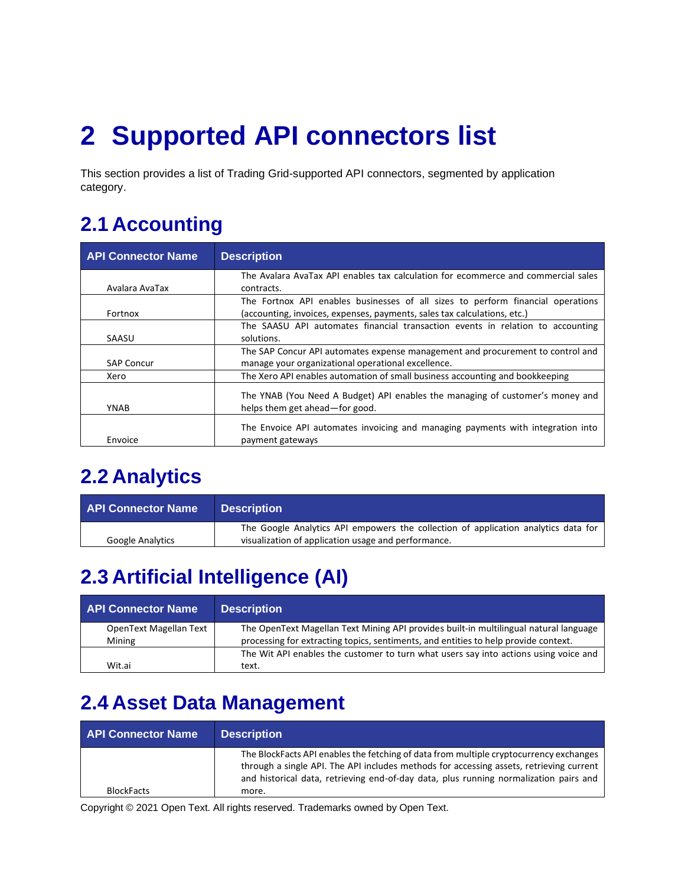# 2 Supported API connectors list

This section provides a list of Trading Grid-supported API connectors, segmented by application category.

## 2.1 Accounting

| API Connector Name | Description |
|---|---|
| Avalara AvaTax | The Avalara AvaTax API enables tax calculation for ecommerce and commercial sales contracts. |
| Fortnox | The Fortnox API enables businesses of all sizes to perform financial operations (accounting, invoices, expenses, payments, sales tax calculations, etc.) |
| SAASU | The SAASU API automates financial transaction events in relation to accounting solutions. |
| SAP Concur | The SAP Concur API automates expense management and procurement to control and manage your organizational operational excellence. |
| Xero | The Xero API enables automation of small business accounting and bookkeeping |
| YNAB | The YNAB (You Need A Budget) API enables the managing of customer's money and helps them get ahead—for good. |
| Envoice | The Envoice API automates invoicing and managing payments with integration into payment gateways |

## 2.2 Analytics

| API Connector Name | Description |
|---|---|
| Google Analytics | The Google Analytics API empowers the collection of application analytics data for visualization of application usage and performance. |

## 2.3 Artificial Intelligence (AI)

| API Connector Name | Description |
|---|---|
| OpenText Magellan Text Mining | The OpenText Magellan Text Mining API provides built-in multilingual natural language processing for extracting topics, sentiments, and entities to help provide context. |
| Wit.ai | The Wit API enables the customer to turn what users say into actions using voice and text. |

## 2.4 Asset Data Management

| API Connector Name | Description |
|---|---|
| BlockFacts | The BlockFacts API enables the fetching of data from multiple cryptocurrency exchanges through a single API. The API includes methods for accessing assets, retrieving current and historical data, retrieving end-of-day data, plus running normalization pairs and more. |

Copyright © 2021 Open Text. All rights reserved. Trademarks owned by Open Text.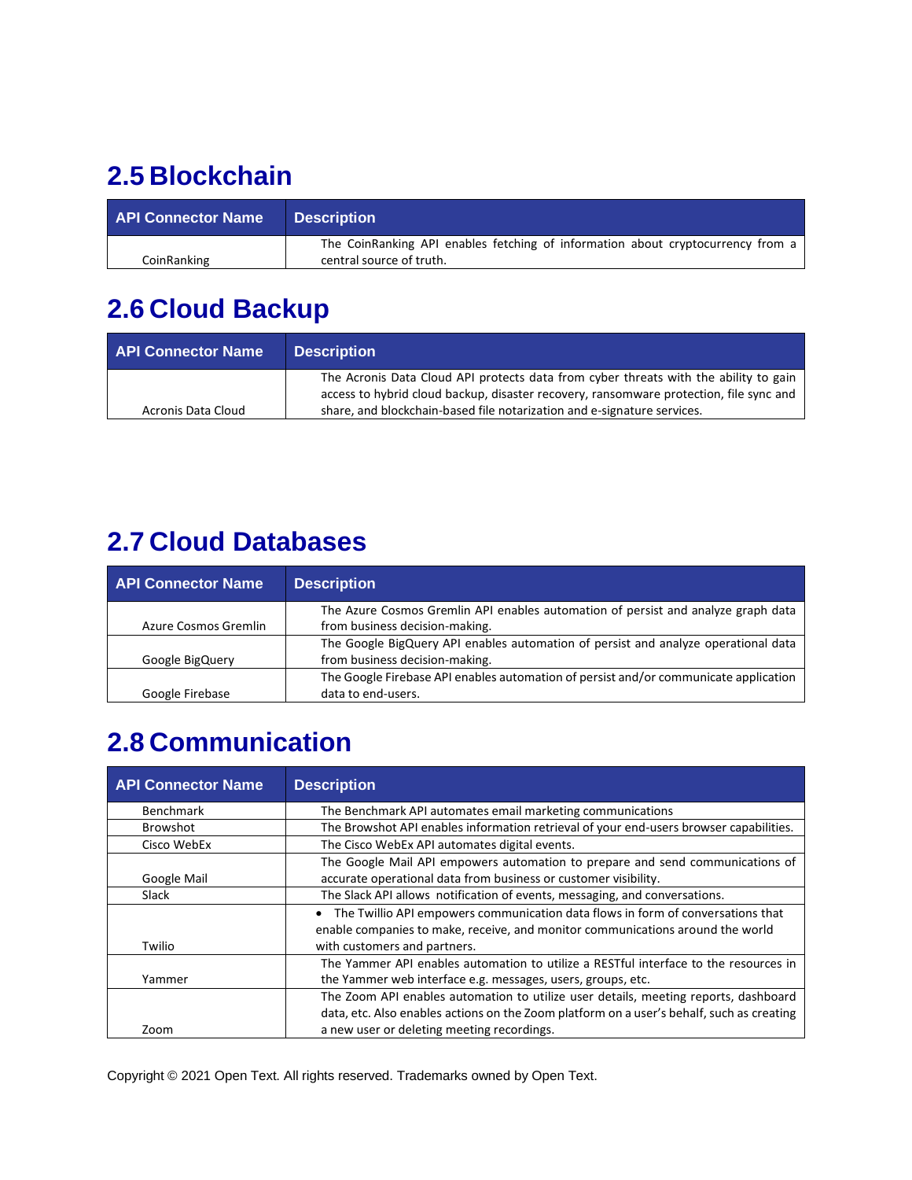## 2.5 Blockchain

| API Connector Name | Description |
|---|---|
| CoinRanking | The CoinRanking API enables fetching of information about cryptocurrency from a central source of truth. |

## 2.6 Cloud Backup

| API Connector Name | Description |
|---|---|
| Acronis Data Cloud | The Acronis Data Cloud API protects data from cyber threats with the ability to gain access to hybrid cloud backup, disaster recovery, ransomware protection, file sync and share, and blockchain-based file notarization and e-signature services. |

## 2.7 Cloud Databases

| API Connector Name | Description |
|---|---|
| Azure Cosmos Gremlin | The Azure Cosmos Gremlin API enables automation of persist and analyze graph data from business decision-making. |
| Google BigQuery | The Google BigQuery API enables automation of persist and analyze operational data from business decision-making. |
| Google Firebase | The Google Firebase API enables automation of persist and/or communicate application data to end-users. |

## 2.8 Communication

| API Connector Name | Description |
|---|---|
| Benchmark | The Benchmark API automates email marketing communications |
| Browshot | The Browshot API enables information retrieval of your end-users browser capabilities. |
| Cisco WebEx | The Cisco WebEx API automates digital events. |
| Google Mail | The Google Mail API empowers automation to prepare and send communications of accurate operational data from business or customer visibility. |
| Slack | The Slack API allows notification of events, messaging, and conversations. |
| Twilio | • The Twilio API empowers communication data flows in form of conversations that enable companies to make, receive, and monitor communications around the world with customers and partners. |
| Yammer | The Yammer API enables automation to utilize a RESTful interface to the resources in the Yammer web interface e.g. messages, users, groups, etc. |
| Zoom | The Zoom API enables automation to utilize user details, meeting reports, dashboard data, etc. Also enables actions on the Zoom platform on a user's behalf, such as creating a new user or deleting meeting recordings. |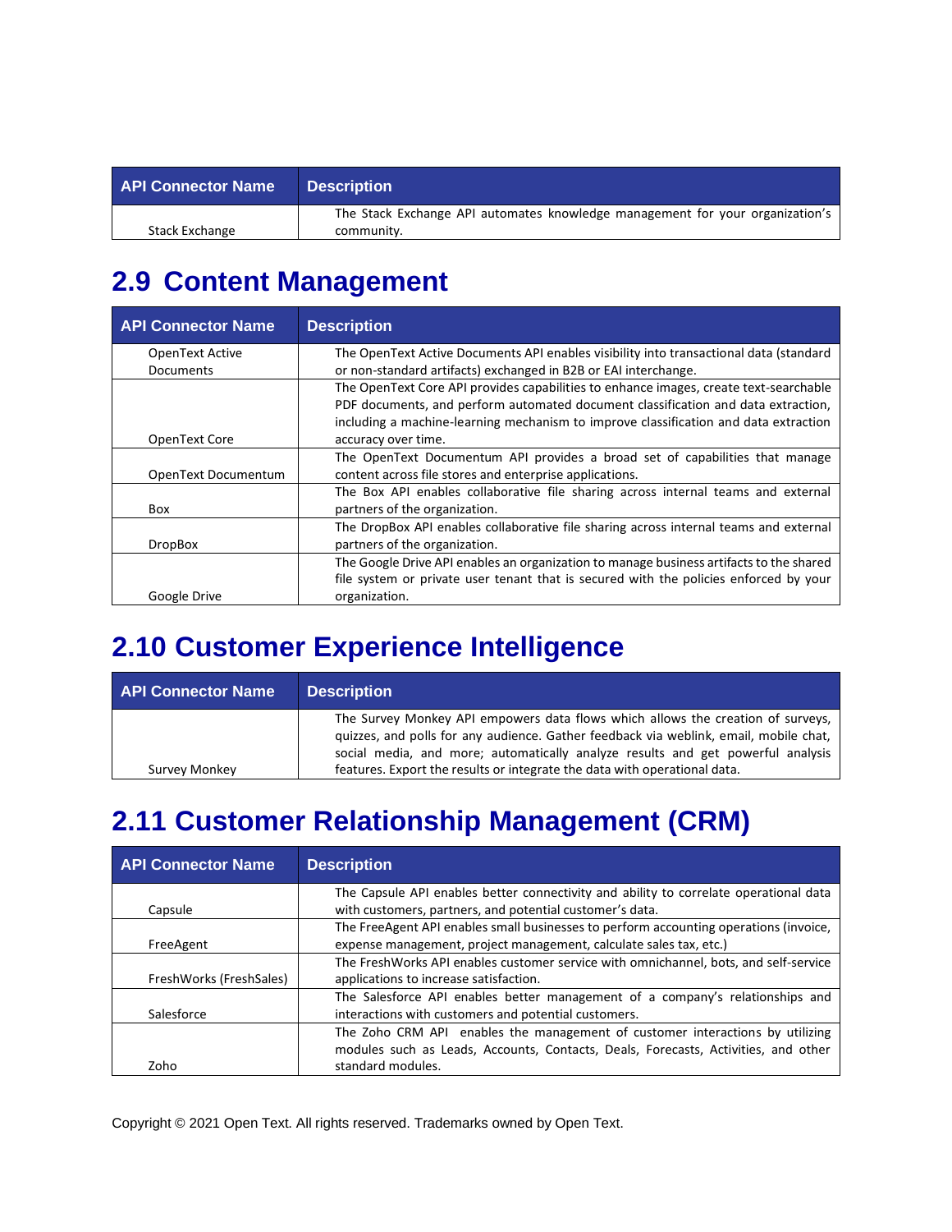| API Connector Name | Description |
|---|---|
| Stack Exchange | The Stack Exchange API automates knowledge management for your organization's community. |

## 2.9 Content Management

| API Connector Name | Description |
|---|---|
| OpenText Active Documents | The OpenText Active Documents API enables visibility into transactional data (standard or non-standard artifacts) exchanged in B2B or EAI interchange. |
| OpenText Core | The OpenText Core API provides capabilities to enhance images, create text-searchable PDF documents, and perform automated document classification and data extraction, including a machine-learning mechanism to improve classification and data extraction accuracy over time. |
| OpenText Documentum | The OpenText Documentum API provides a broad set of capabilities that manage content across file stores and enterprise applications. |
| Box | The Box API enables collaborative file sharing across internal teams and external partners of the organization. |
| DropBox | The DropBox API enables collaborative file sharing across internal teams and external partners of the organization. |
| Google Drive | The Google Drive API enables an organization to manage business artifacts to the shared file system or private user tenant that is secured with the policies enforced by your organization. |

## 2.10 Customer Experience Intelligence

| API Connector Name | Description |
|---|---|
| Survey Monkey | The Survey Monkey API empowers data flows which allows the creation of surveys, quizzes, and polls for any audience. Gather feedback via weblink, email, mobile chat, social media, and more; automatically analyze results and get powerful analysis features. Export the results or integrate the data with operational data. |

## 2.11 Customer Relationship Management (CRM)

| API Connector Name | Description |
|---|---|
| Capsule | The Capsule API enables better connectivity and ability to correlate operational data with customers, partners, and potential customer's data. |
| FreeAgent | The FreeAgent API enables small businesses to perform accounting operations (invoice, expense management, project management, calculate sales tax, etc.) |
| FreshWorks (FreshSales) | The FreshWorks API enables customer service with omnichannel, bots, and self-service applications to increase satisfaction. |
| Salesforce | The Salesforce API enables better management of a company's relationships and interactions with customers and potential customers. |
| Zoho | The Zoho CRM API enables the management of customer interactions by utilizing modules such as Leads, Accounts, Contacts, Deals, Forecasts, Activities, and other standard modules. |

Copyright © 2021 Open Text. All rights reserved. Trademarks owned by Open Text.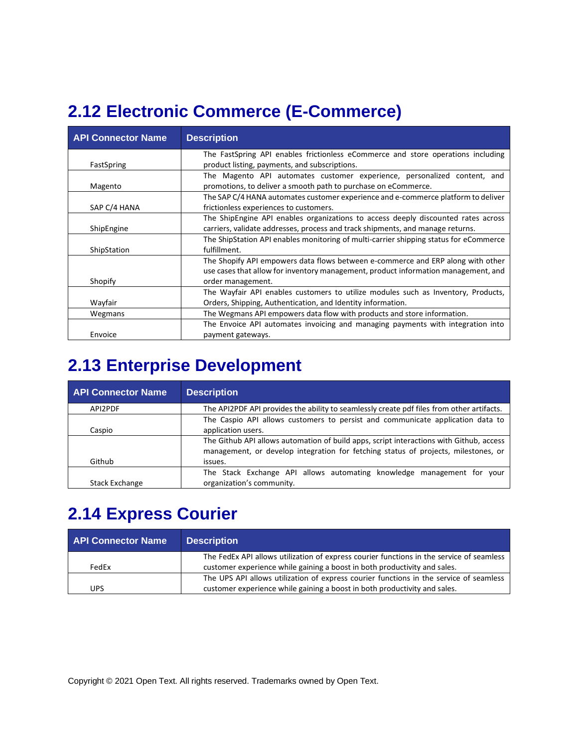## 2.12 Electronic Commerce (E-Commerce)

| API Connector Name | Description |
|---|---|
| FastSpring | The FastSpring API enables frictionless eCommerce and store operations including product listing, payments, and subscriptions. |
| Magento | The Magento API automates customer experience, personalized content, and promotions, to deliver a smooth path to purchase on eCommerce. |
| SAP C/4 HANA | The SAP C/4 HANA automates customer experience and e-commerce platform to deliver frictionless experiences to customers. |
| ShipEngine | The ShipEngine API enables organizations to access deeply discounted rates across carriers, validate addresses, process and track shipments, and manage returns. |
| ShipStation | The ShipStation API enables monitoring of multi-carrier shipping status for eCommerce fulfillment. |
| Shopify | The Shopify API empowers data flows between e-commerce and ERP along with other use cases that allow for inventory management, product information management, and order management. |
| Wayfair | The Wayfair API enables customers to utilize modules such as Inventory, Products, Orders, Shipping, Authentication, and Identity information. |
| Wegmans | The Wegmans API empowers data flow with products and store information. |
| Envoice | The Envoice API automates invoicing and managing payments with integration into payment gateways. |

## 2.13 Enterprise Development

| API Connector Name | Description |
|---|---|
| API2PDF | The API2PDF API provides the ability to seamlessly create pdf files from other artifacts. |
| Caspio | The Caspio API allows customers to persist and communicate application data to application users. |
| Github | The Github API allows automation of build apps, script interactions with Github, access management, or develop integration for fetching status of projects, milestones, or issues. |
| Stack Exchange | The Stack Exchange API allows automating knowledge management for your organization's community. |

## 2.14 Express Courier

| API Connector Name | Description |
|---|---|
| FedEx | The FedEx API allows utilization of express courier functions in the service of seamless customer experience while gaining a boost in both productivity and sales. |
| UPS | The UPS API allows utilization of express courier functions in the service of seamless customer experience while gaining a boost in both productivity and sales. |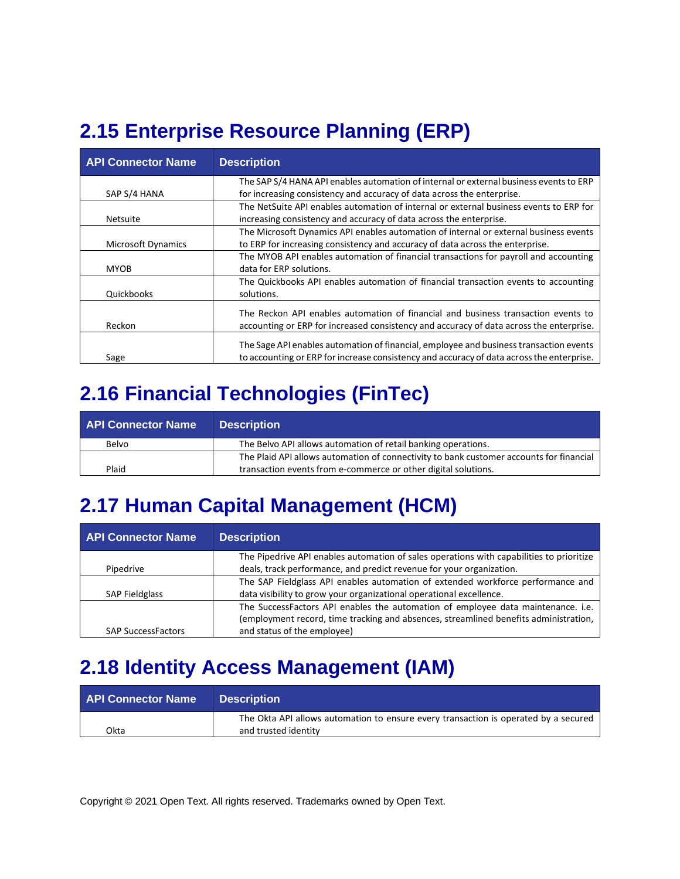## 2.15 Enterprise Resource Planning (ERP)

| API Connector Name | Description |
| --- | --- |
| SAP S/4 HANA | The SAP S/4 HANA API enables automation of internal or external business events to ERP for increasing consistency and accuracy of data across the enterprise. |
| Netsuite | The NetSuite API enables automation of internal or external business events to ERP for increasing consistency and accuracy of data across the enterprise. |
| Microsoft Dynamics | The Microsoft Dynamics API enables automation of internal or external business events to ERP for increasing consistency and accuracy of data across the enterprise. |
| MYOB | The MYOB API enables automation of financial transactions for payroll and accounting data for ERP solutions. |
| Quickbooks | The Quickbooks API enables automation of financial transaction events to accounting solutions. |
| Reckon | The Reckon API enables automation of financial and business transaction events to accounting or ERP for increased consistency and accuracy of data across the enterprise. |
| Sage | The Sage API enables automation of financial, employee and business transaction events to accounting or ERP for increase consistency and accuracy of data across the enterprise. |

## 2.16 Financial Technologies (FinTec)

| API Connector Name | Description |
| --- | --- |
| Belvo | The Belvo API allows automation of retail banking operations. |
| Plaid | The Plaid API allows automation of connectivity to bank customer accounts for financial transaction events from e-commerce or other digital solutions. |

## 2.17 Human Capital Management (HCM)

| API Connector Name | Description |
| --- | --- |
| Pipedrive | The Pipedrive API enables automation of sales operations with capabilities to prioritize deals, track performance, and predict revenue for your organization. |
| SAP Fieldglass | The SAP Fieldglass API enables automation of extended workforce performance and data visibility to grow your organizational operational excellence. |
| SAP SuccessFactors | The SuccessFactors API enables the automation of employee data maintenance. i.e. (employment record, time tracking and absences, streamlined benefits administration, and status of the employee) |

## 2.18 Identity Access Management (IAM)

| API Connector Name | Description |
| --- | --- |
| Okta | The Okta API allows automation to ensure every transaction is operated by a secured and trusted identity |

Copyright © 2021 Open Text. All rights reserved. Trademarks owned by Open Text.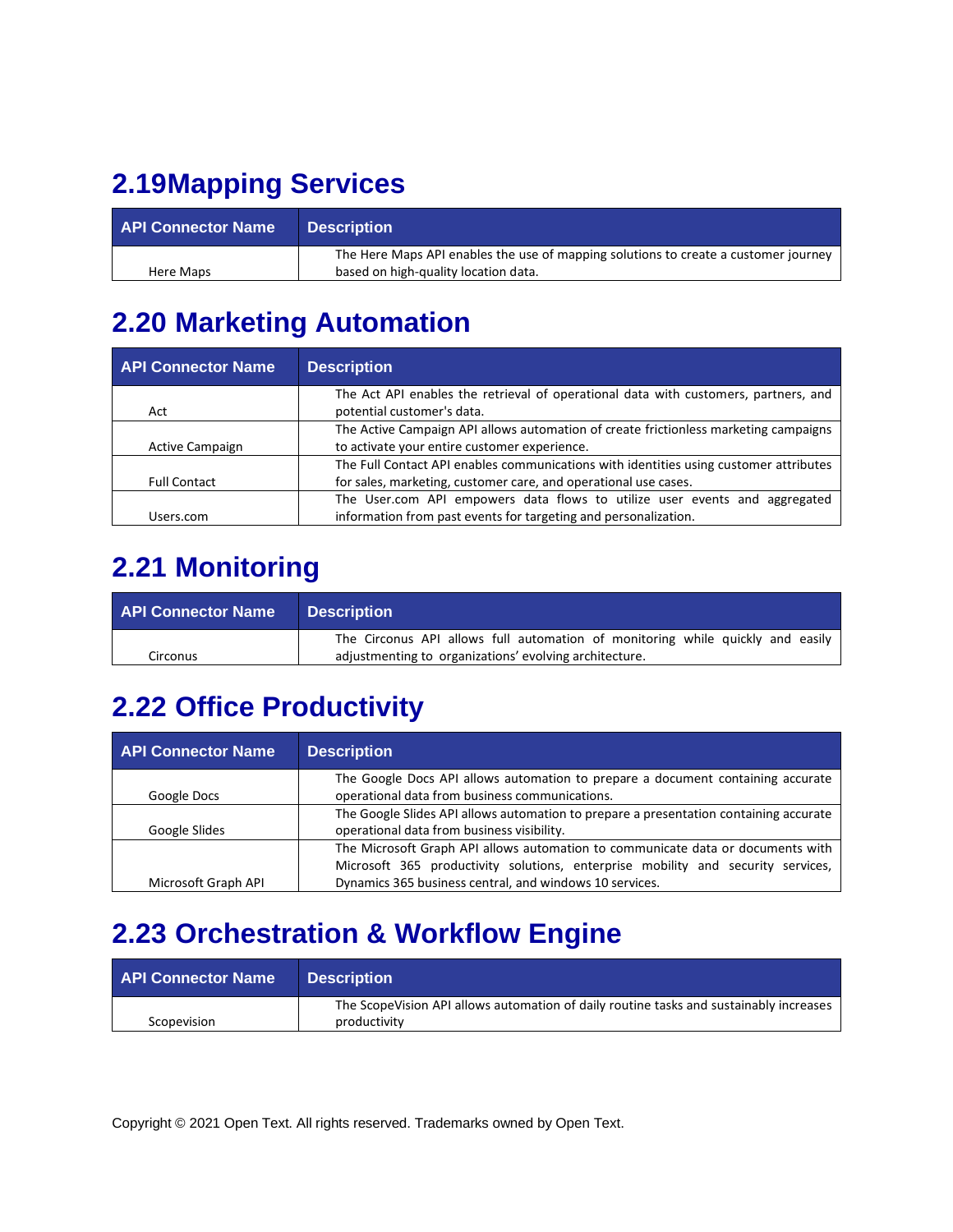## 2.19Mapping Services

| API Connector Name | Description |
| --- | --- |
| Here Maps | The Here Maps API enables the use of mapping solutions to create a customer journey based on high-quality location data. |

## 2.20 Marketing Automation

| API Connector Name | Description |
| --- | --- |
| Act | The Act API enables the retrieval of operational data with customers, partners, and potential customer's data. |
| Active Campaign | The Active Campaign API allows automation of create frictionless marketing campaigns to activate your entire customer experience. |
| Full Contact | The Full Contact API enables communications with identities using customer attributes for sales, marketing, customer care, and operational use cases. |
| Users.com | The User.com API empowers data flows to utilize user events and aggregated information from past events for targeting and personalization. |

## 2.21 Monitoring

| API Connector Name | Description |
| --- | --- |
| Circonus | The Circonus API allows full automation of monitoring while quickly and easily adjustmenting to organizations' evolving architecture. |

## 2.22 Office Productivity

| API Connector Name | Description |
| --- | --- |
| Google Docs | The Google Docs API allows automation to prepare a document containing accurate operational data from business communications. |
| Google Slides | The Google Slides API allows automation to prepare a presentation containing accurate operational data from business visibility. |
| Microsoft Graph API | The Microsoft Graph API allows automation to communicate data or documents with Microsoft 365 productivity solutions, enterprise mobility and security services, Dynamics 365 business central, and windows 10 services. |

## 2.23 Orchestration & Workflow Engine

| API Connector Name | Description |
| --- | --- |
| Scopevision | The ScopeVision API allows automation of daily routine tasks and sustainably increases productivity |

Copyright © 2021 Open Text. All rights reserved. Trademarks owned by Open Text.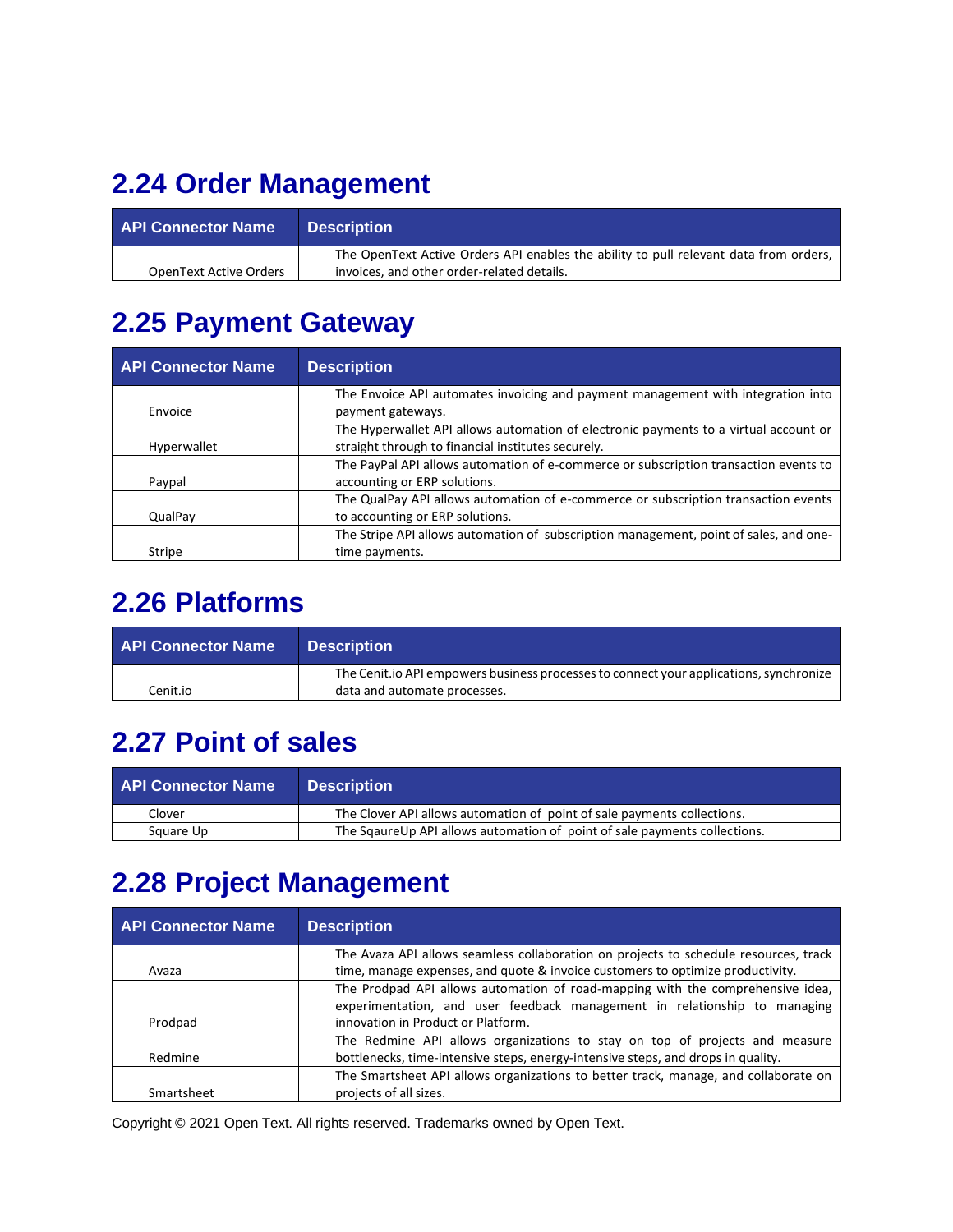## 2.24 Order Management

| API Connector Name | Description |
|---|---|
| OpenText Active Orders | The OpenText Active Orders API enables the ability to pull relevant data from orders, invoices, and other order-related details. |

## 2.25 Payment Gateway

| API Connector Name | Description |
|---|---|
| Envoice | The Envoice API automates invoicing and payment management with integration into payment gateways. |
| Hyperwallet | The Hyperwallet API allows automation of electronic payments to a virtual account or straight through to financial institutes securely. |
| Paypal | The PayPal API allows automation of e-commerce or subscription transaction events to accounting or ERP solutions. |
| QualPay | The QualPay API allows automation of e-commerce or subscription transaction events to accounting or ERP solutions. |
| Stripe | The Stripe API allows automation of subscription management, point of sales, and one-time payments. |

## 2.26 Platforms

| API Connector Name | Description |
|---|---|
| Cenit.io | The Cenit.io API empowers business processes to connect your applications, synchronize data and automate processes. |

## 2.27 Point of sales

| API Connector Name | Description |
|---|---|
| Clover | The Clover API allows automation of point of sale payments collections. |
| Square Up | The SqaureUp API allows automation of point of sale payments collections. |

## 2.28 Project Management

| API Connector Name | Description |
|---|---|
| Avaza | The Avaza API allows seamless collaboration on projects to schedule resources, track time, manage expenses, and quote & invoice customers to optimize productivity. |
| Prodpad | The Prodpad API allows automation of road-mapping with the comprehensive idea, experimentation, and user feedback management in relationship to managing innovation in Product or Platform. |
| Redmine | The Redmine API allows organizations to stay on top of projects and measure bottlenecks, time-intensive steps, energy-intensive steps, and drops in quality. |
| Smartsheet | The Smartsheet API allows organizations to better track, manage, and collaborate on projects of all sizes. |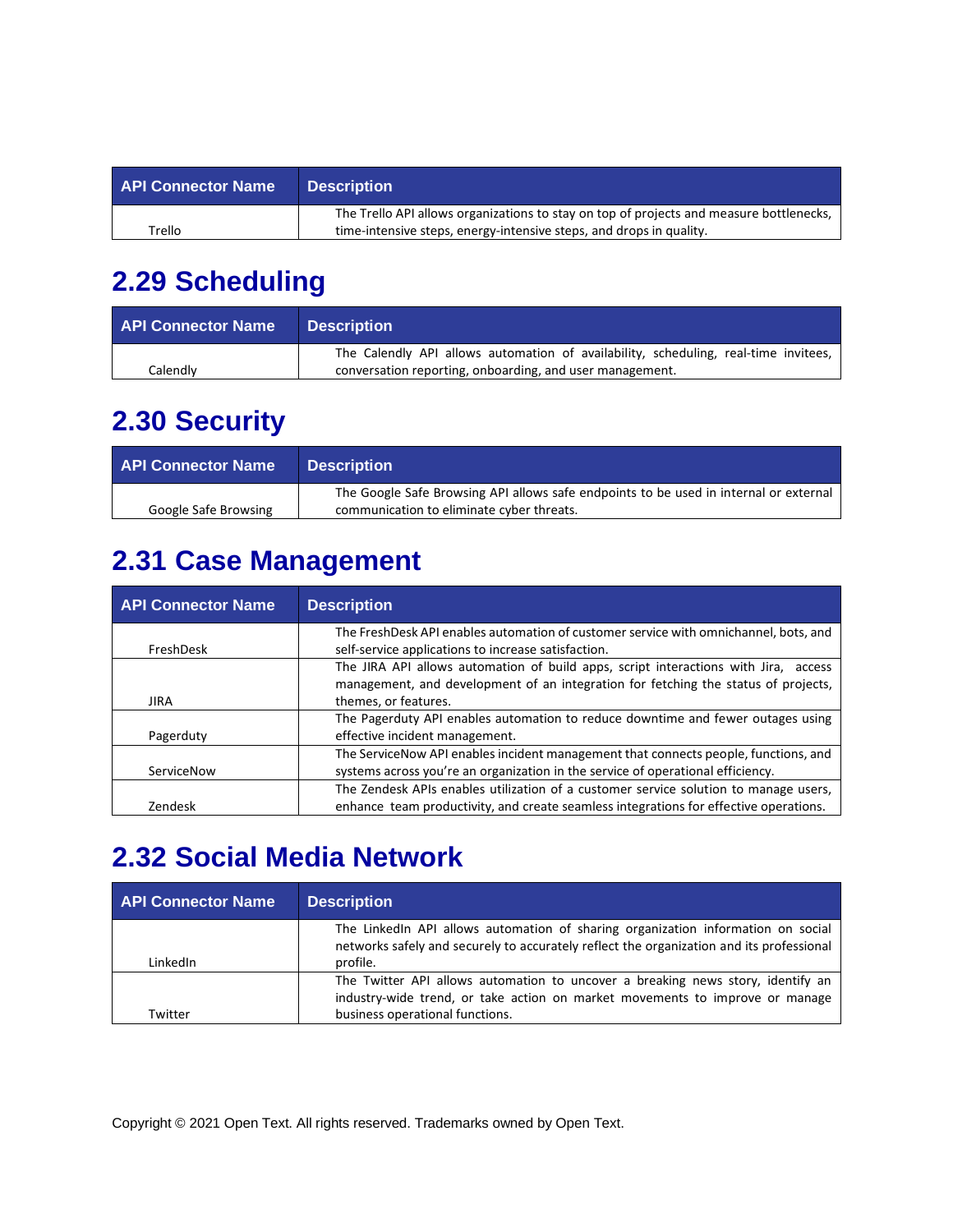| API Connector Name | Description |
| --- | --- |
| Trello | The Trello API allows organizations to stay on top of projects and measure bottlenecks, time-intensive steps, energy-intensive steps, and drops in quality. |

## 2.29 Scheduling

| API Connector Name | Description |
| --- | --- |
| Calendly | The Calendly API allows automation of availability, scheduling, real-time invitees, conversation reporting, onboarding, and user management. |

## 2.30 Security

| API Connector Name | Description |
| --- | --- |
| Google Safe Browsing | The Google Safe Browsing API allows safe endpoints to be used in internal or external communication to eliminate cyber threats. |

## 2.31 Case Management

| API Connector Name | Description |
| --- | --- |
| FreshDesk | The FreshDesk API enables automation of customer service with omnichannel, bots, and self-service applications to increase satisfaction. |
| JIRA | The JIRA API allows automation of build apps, script interactions with Jira, access management, and development of an integration for fetching the status of projects, themes, or features. |
| Pagerduty | The Pagerduty API enables automation to reduce downtime and fewer outages using effective incident management. |
| ServiceNow | The ServiceNow API enables incident management that connects people, functions, and systems across you're an organization in the service of operational efficiency. |
| Zendesk | The Zendesk APIs enables utilization of a customer service solution to manage users, enhance team productivity, and create seamless integrations for effective operations. |

## 2.32 Social Media Network

| API Connector Name | Description |
| --- | --- |
| LinkedIn | The LinkedIn API allows automation of sharing organization information on social networks safely and securely to accurately reflect the organization and its professional profile. |
| Twitter | The Twitter API allows automation to uncover a breaking news story, identify an industry-wide trend, or take action on market movements to improve or manage business operational functions. |

Copyright © 2021 Open Text. All rights reserved. Trademarks owned by Open Text.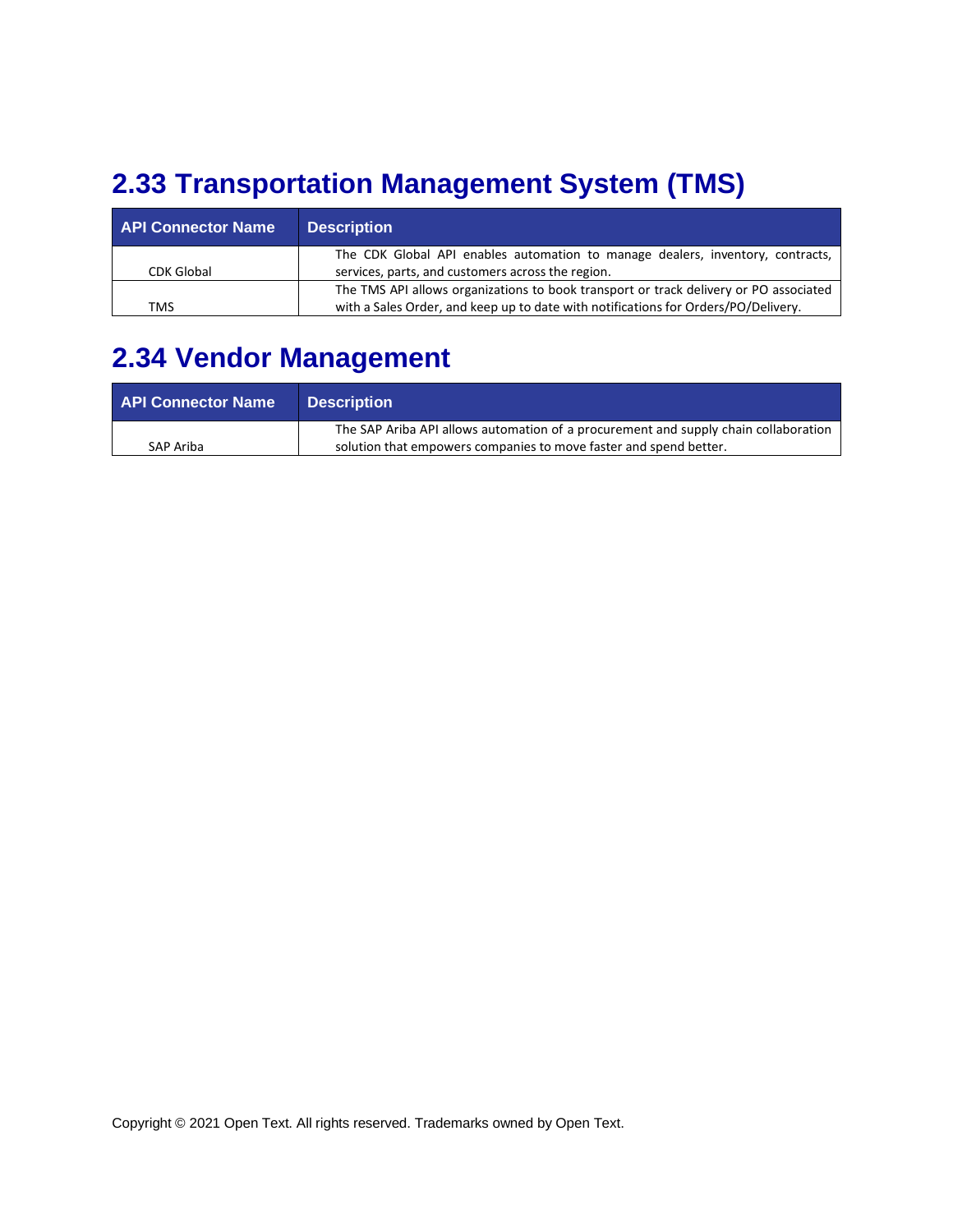## 2.33 Transportation Management System (TMS)

| API Connector Name | Description |
|---|---|
| CDK Global | The CDK Global API enables automation to manage dealers, inventory, contracts, services, parts, and customers across the region. |
| TMS | The TMS API allows organizations to book transport or track delivery or PO associated with a Sales Order, and keep up to date with notifications for Orders/PO/Delivery. |

## 2.34 Vendor Management

| API Connector Name | Description |
|---|---|
| SAP Ariba | The SAP Ariba API allows automation of a procurement and supply chain collaboration solution that empowers companies to move faster and spend better. |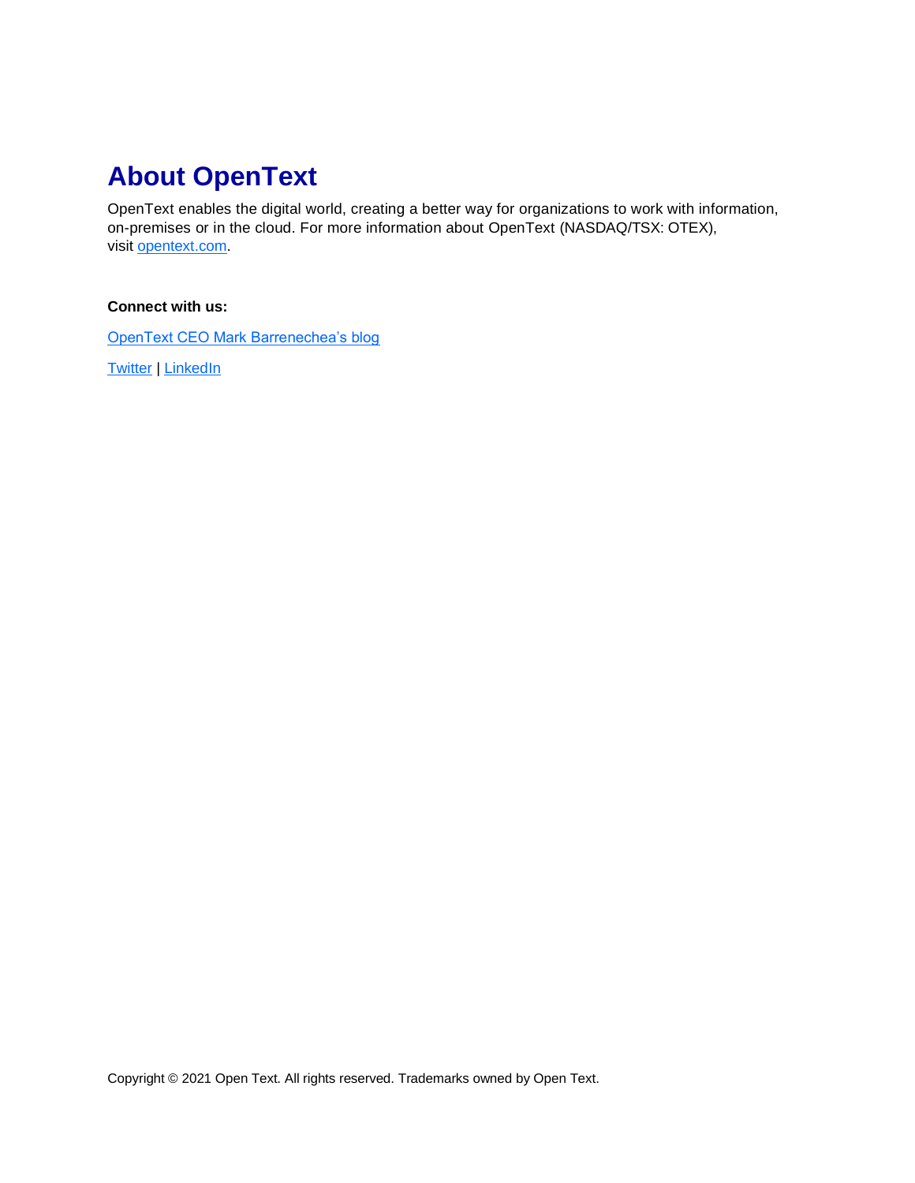# About OpenText

OpenText enables the digital world, creating a better way for organizations to work with information, on-premises or in the cloud. For more information about OpenText (NASDAQ/TSX: OTEX), visit opentext.com.

**Connect with us:**

OpenText CEO Mark Barrenechea's blog

Twitter | LinkedIn

Copyright © 2021 Open Text. All rights reserved. Trademarks owned by Open Text.